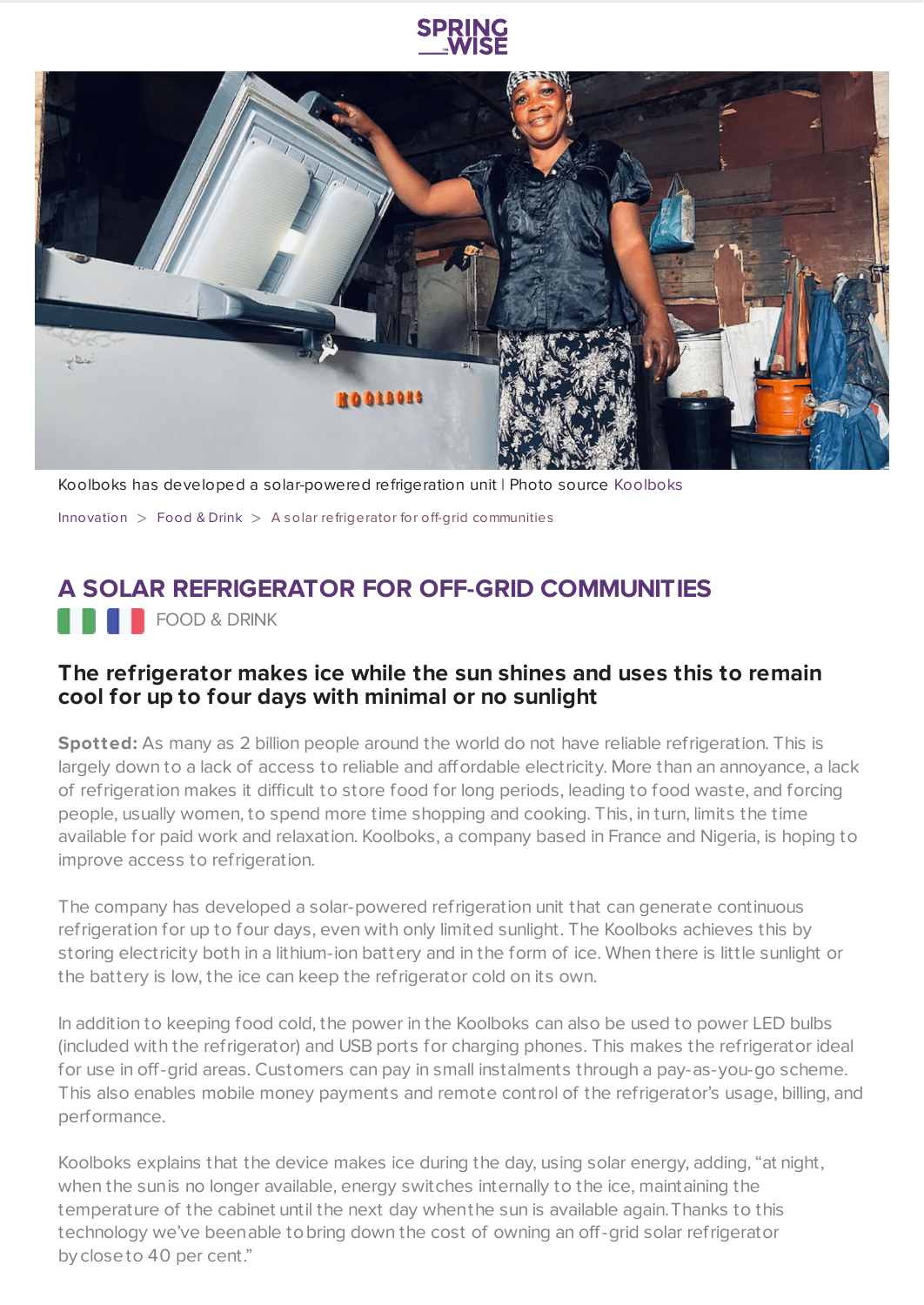Koolboks has developed a solar-powered refrigeration unit | Photo source Koolboks

Innovation > Food & Drink > A solar refrigerator for off-grid communities

# A SOLAR REFRIGERATOR FOR OFF-GRID COMMUNITIES

FOOD & DRINK

### The refrigerator makes ice while the sun shines and uses this to remain cool for up to four days with minimal or no sunlight

**Spotted:** As many as 2 billion people around the world do not have reliable refrigeration. This is largely down to a lack of access to reliable and affordable electricity. More than an annoyance, a lack of refrigeration makes it difficult to store food for long periods, leading to food waste, and forcing people, usually women, to spend more time shopping and cooking. This, in turn, limits the time available for paid work and relaxation. Koolboks, a company based in France and Nigeria, is hoping to improve access to refrigeration.

The company has developed a solar-powered refrigeration unit that can generate continuous refrigeration for up to four days, even with only limited sunlight. The Koolboks achieves this by storing electricity both in a lithium-ion battery and in the form of ice. When there is little sunlight or the battery is low, the ice can keep the refrigerator cold on its own.

In addition to keeping food cold, the power in the Koolboks can also be used to power LED bulbs (included with the refrigerator) and USB ports for charging phones. This makes the refrigerator ideal for use in off-grid areas. Customers can pay in small instalments through a pay-as-you-go scheme. This also enables mobile money payments and remote control of the refrigerator's usage, billing, and performance.

Koolboks explains that the device makes ice during the day, using solar energy, adding, "at night, when the sun is no longer available, energy switches internally to the ice, maintaining the temperature of the cabinet until the next day when the sun is available again. Thanks to this technology we've been able to bring down the cost of owning an off-grid solar refrigerator by close to 40 per cent."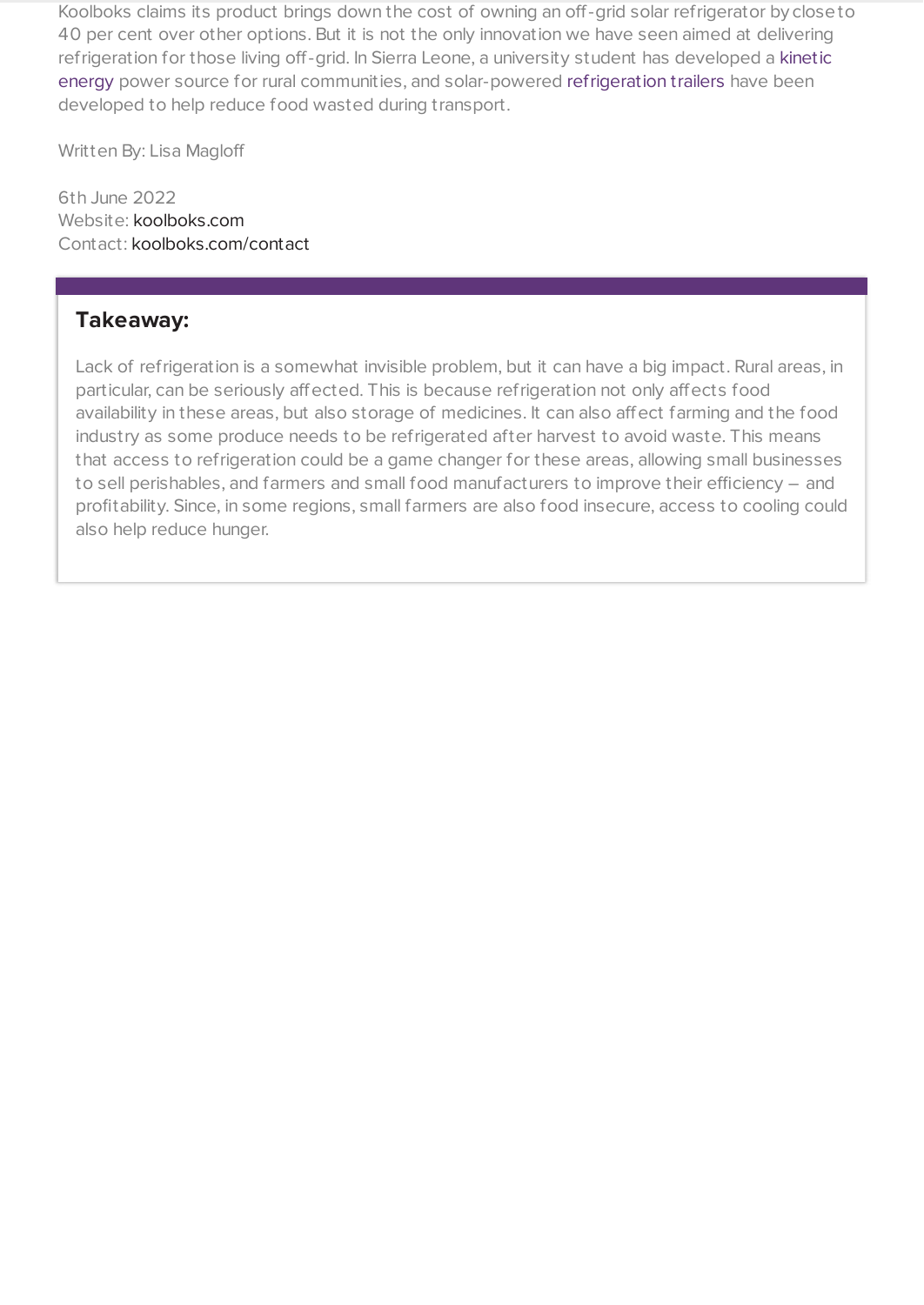Koolboks claims its product brings down the cost of owning an off-grid solar refrigerator by close to 40 per cent over other options. But it is not the only innovation we have seen aimed at delivering refrigeration for those living off-grid. In Sierra Leone, a university student has developed a kinetic energy power source for rural communities, and solar-powered refrigeration trailers have been developed to help reduce food wasted during transport.

Written By: Lisa Magloff

6th June 2022
Website: koolboks.com
Contact: koolboks.com/contact

## Takeaway:

Lack of refrigeration is a somewhat invisible problem, but it can have a big impact. Rural areas, in particular, can be seriously affected. This is because refrigeration not only affects food availability in these areas, but also storage of medicines. It can also affect farming and the food industry as some produce needs to be refrigerated after harvest to avoid waste. This means that access to refrigeration could be a game changer for these areas, allowing small businesses to sell perishables, and farmers and small food manufacturers to improve their efficiency – and profitability. Since, in some regions, small farmers are also food insecure, access to cooling could also help reduce hunger.